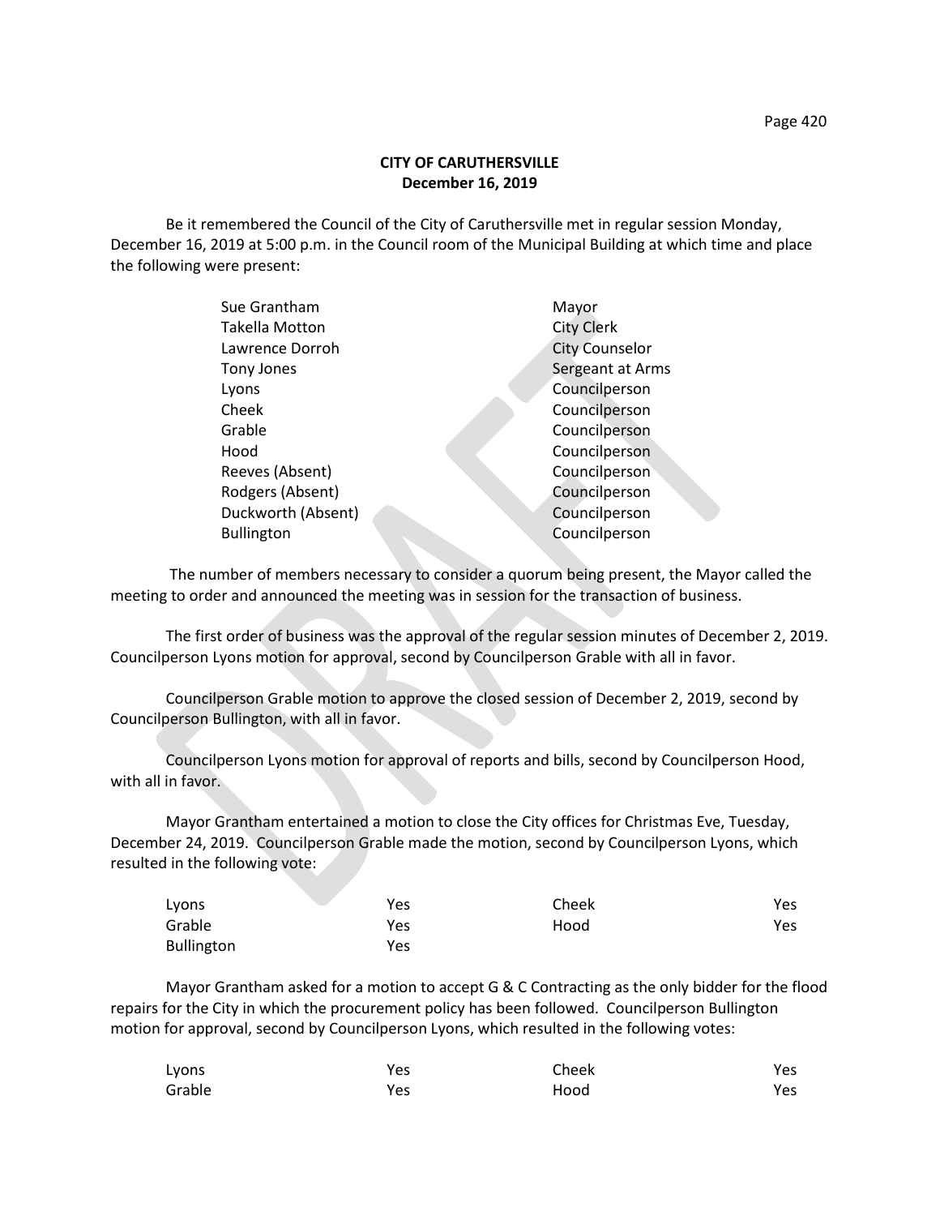**CITY OF CARUTHERSVILLE**
**December 16, 2019**

Be it remembered the Council of the City of Caruthersville met in regular session Monday, December 16, 2019 at 5:00 p.m. in the Council room of the Municipal Building at which time and place the following were present:

| | |
|---|---|
| Sue Grantham | Mayor |
| Takella Motton | City Clerk |
| Lawrence Dorroh | City Counselor |
| Tony Jones | Sergeant at Arms |
| Lyons | Councilperson |
| Cheek | Councilperson |
| Grable | Councilperson |
| Hood | Councilperson |
| Reeves (Absent) | Councilperson |
| Rodgers (Absent) | Councilperson |
| Duckworth (Absent) | Councilperson |
| Bullington | Councilperson |

The number of members necessary to consider a quorum being present, the Mayor called the meeting to order and announced the meeting was in session for the transaction of business.

The first order of business was the approval of the regular session minutes of December 2, 2019. Councilperson Lyons motion for approval, second by Councilperson Grable with all in favor.

Councilperson Grable motion to approve the closed session of December 2, 2019, second by Councilperson Bullington, with all in favor.

Councilperson Lyons motion for approval of reports and bills, second by Councilperson Hood, with all in favor.

Mayor Grantham entertained a motion to close the City offices for Christmas Eve, Tuesday, December 24, 2019. Councilperson Grable made the motion, second by Councilperson Lyons, which resulted in the following vote:

| | | | |
|---|---|---|---|
| Lyons | Yes | Cheek | Yes |
| Grable | Yes | Hood | Yes |
| Bullington | Yes | | |

Mayor Grantham asked for a motion to accept G & C Contracting as the only bidder for the flood repairs for the City in which the procurement policy has been followed. Councilperson Bullington motion for approval, second by Councilperson Lyons, which resulted in the following votes:

| | | | |
|---|---|---|---|
| Lyons | Yes | Cheek | Yes |
| Grable | Yes | Hood | Yes |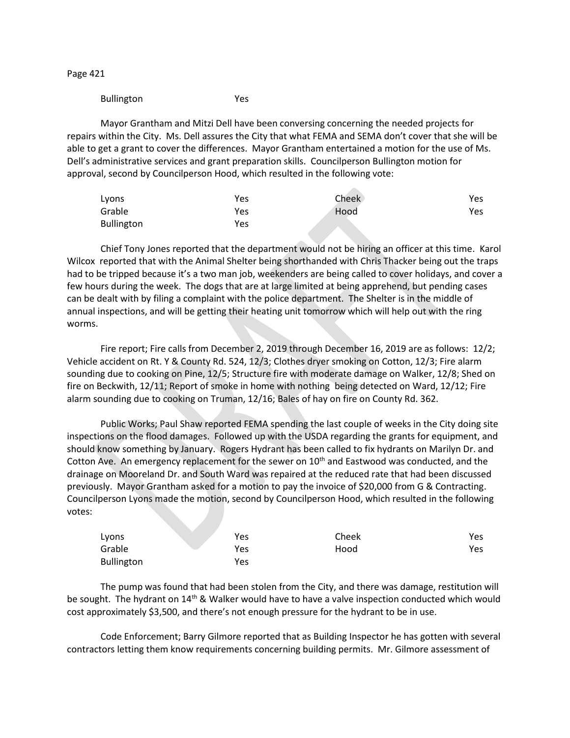| Bullington | Yes | | |
| --- | --- | --- | --- |

Mayor Grantham and Mitzi Dell have been conversing concerning the needed projects for repairs within the City. Ms. Dell assures the City that what FEMA and SEMA don't cover that she will be able to get a grant to cover the differences. Mayor Grantham entertained a motion for the use of Ms. Dell's administrative services and grant preparation skills. Councilperson Bullington motion for approval, second by Councilperson Hood, which resulted in the following vote:

| Lyons | Yes | Cheek | Yes |
| --- | --- | --- | --- |
| Grable | Yes | Hood | Yes |
| Bullington | Yes | | |

Chief Tony Jones reported that the department would not be hiring an officer at this time. Karol Wilcox reported that with the Animal Shelter being shorthanded with Chris Thacker being out the traps had to be tripped because it's a two man job, weekenders are being called to cover holidays, and cover a few hours during the week. The dogs that are at large limited at being apprehend, but pending cases can be dealt with by filing a complaint with the police department. The Shelter is in the middle of annual inspections, and will be getting their heating unit tomorrow which will help out with the ring worms.

Fire report; Fire calls from December 2, 2019 through December 16, 2019 are as follows: 12/2; Vehicle accident on Rt. Y & County Rd. 524, 12/3; Clothes dryer smoking on Cotton, 12/3; Fire alarm sounding due to cooking on Pine, 12/5; Structure fire with moderate damage on Walker, 12/8; Shed on fire on Beckwith, 12/11; Report of smoke in home with nothing being detected on Ward, 12/12; Fire alarm sounding due to cooking on Truman, 12/16; Bales of hay on fire on County Rd. 362.

Public Works; Paul Shaw reported FEMA spending the last couple of weeks in the City doing site inspections on the flood damages. Followed up with the USDA regarding the grants for equipment, and should know something by January. Rogers Hydrant has been called to fix hydrants on Marilyn Dr. and Cotton Ave. An emergency replacement for the sewer on 10th and Eastwood was conducted, and the drainage on Mooreland Dr. and South Ward was repaired at the reduced rate that had been discussed previously. Mayor Grantham asked for a motion to pay the invoice of $20,000 from G & Contracting. Councilperson Lyons made the motion, second by Councilperson Hood, which resulted in the following votes:

| Lyons | Yes | Cheek | Yes |
| --- | --- | --- | --- |
| Grable | Yes | Hood | Yes |
| Bullington | Yes | | |

The pump was found that had been stolen from the City, and there was damage, restitution will be sought. The hydrant on 14th & Walker would have to have a valve inspection conducted which would cost approximately $3,500, and there's not enough pressure for the hydrant to be in use.

Code Enforcement; Barry Gilmore reported that as Building Inspector he has gotten with several contractors letting them know requirements concerning building permits. Mr. Gilmore assessment of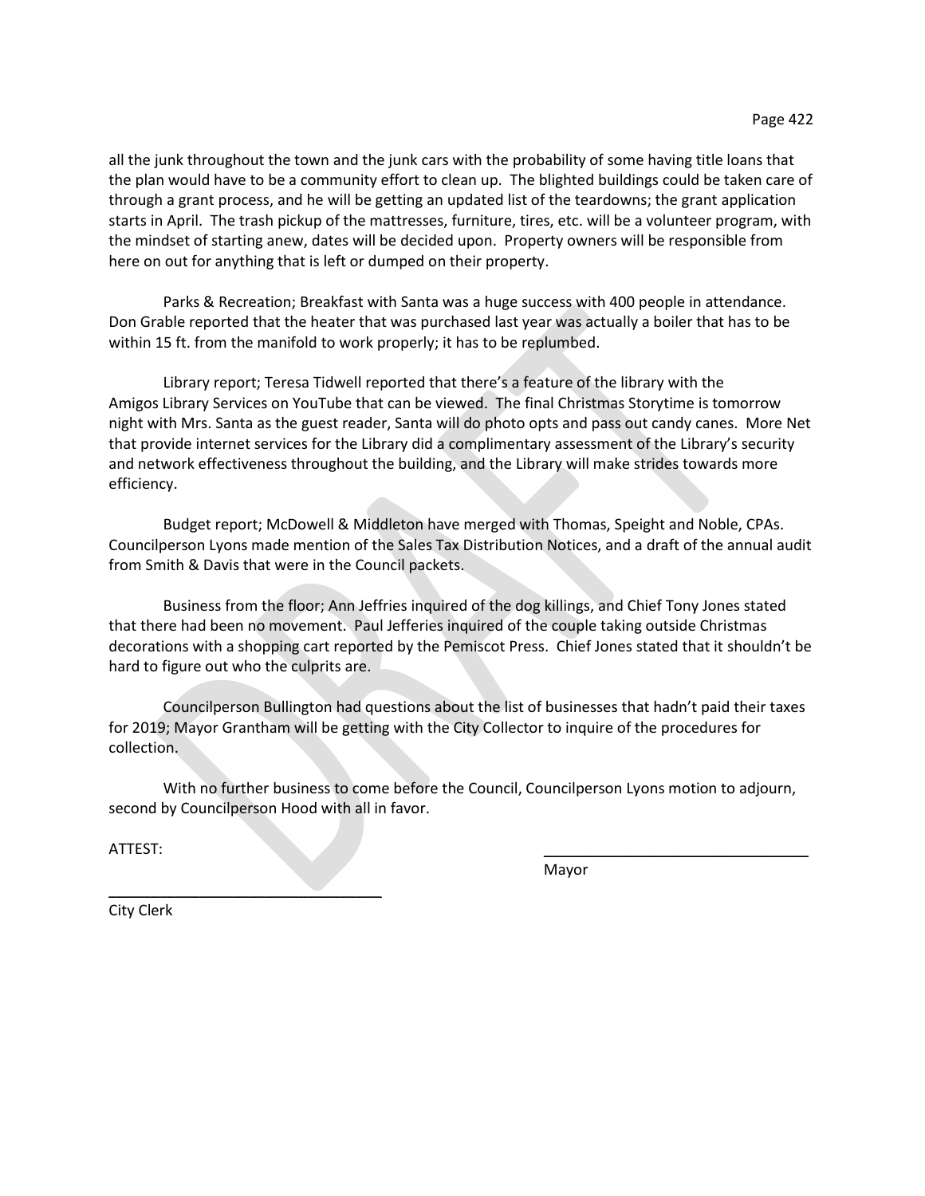all the junk throughout the town and the junk cars with the probability of some having title loans that the plan would have to be a community effort to clean up. The blighted buildings could be taken care of through a grant process, and he will be getting an updated list of the teardowns; the grant application starts in April. The trash pickup of the mattresses, furniture, tires, etc. will be a volunteer program, with the mindset of starting anew, dates will be decided upon. Property owners will be responsible from here on out for anything that is left or dumped on their property.

Parks & Recreation; Breakfast with Santa was a huge success with 400 people in attendance. Don Grable reported that the heater that was purchased last year was actually a boiler that has to be within 15 ft. from the manifold to work properly; it has to be replumbed.

Library report; Teresa Tidwell reported that there's a feature of the library with the Amigos Library Services on YouTube that can be viewed. The final Christmas Storytime is tomorrow night with Mrs. Santa as the guest reader, Santa will do photo opts and pass out candy canes. More Net that provide internet services for the Library did a complimentary assessment of the Library's security and network effectiveness throughout the building, and the Library will make strides towards more efficiency.

Budget report; McDowell & Middleton have merged with Thomas, Speight and Noble, CPAs. Councilperson Lyons made mention of the Sales Tax Distribution Notices, and a draft of the annual audit from Smith & Davis that were in the Council packets.

Business from the floor; Ann Jeffries inquired of the dog killings, and Chief Tony Jones stated that there had been no movement. Paul Jefferies inquired of the couple taking outside Christmas decorations with a shopping cart reported by the Pemiscot Press. Chief Jones stated that it shouldn't be hard to figure out who the culprits are.

Councilperson Bullington had questions about the list of businesses that hadn't paid their taxes for 2019; Mayor Grantham will be getting with the City Collector to inquire of the procedures for collection.

With no further business to come before the Council, Councilperson Lyons motion to adjourn, second by Councilperson Hood with all in favor.

ATTEST:

\_\_\_\_\_\_\_\_\_\_\_\_\_\_\_\_\_\_\_\_\_\_\_\_\_\_\_\_\_\_\_\_
Mayor

\_\_\_\_\_\_\_\_\_\_\_\_\_\_\_\_\_\_\_\_\_\_\_\_\_\_\_\_\_\_\_\_
City Clerk